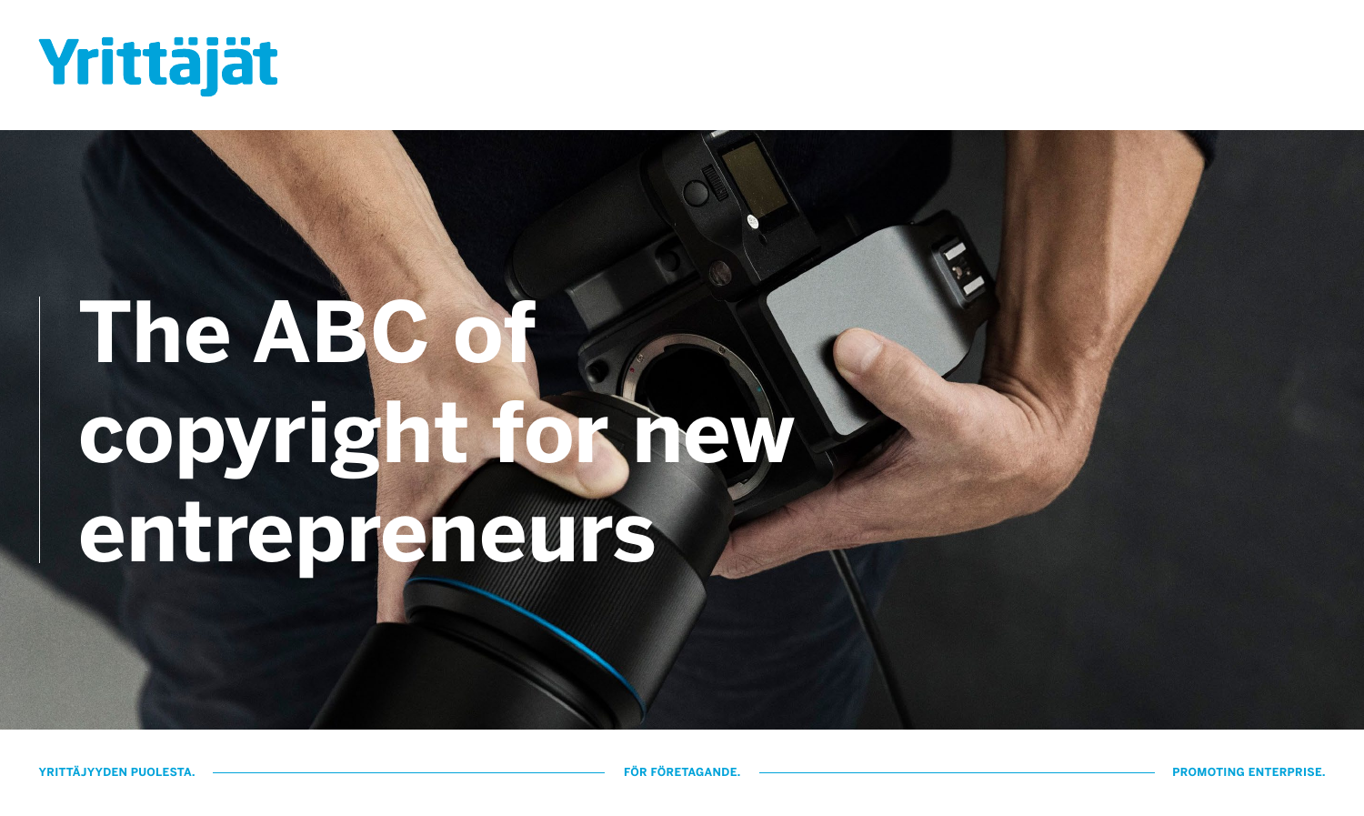Yrittäjät

# The ABC of copyright for new entrepreneurs

YRITTÄJYYDEN PUOLESTA. FÖR FÖRETAGANDE. PROMOTING ENTERPRISE.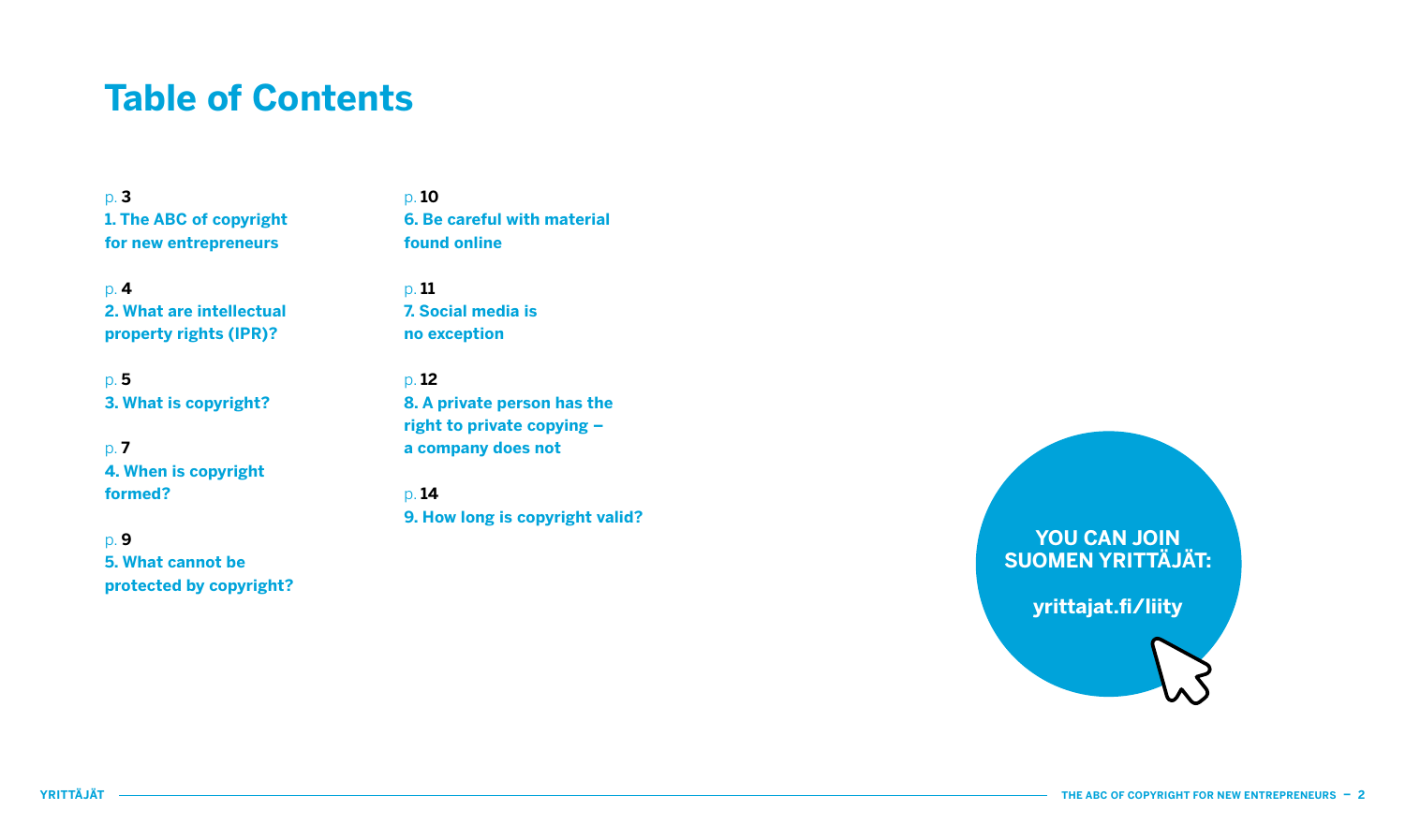# Table of Contents

p. **3**
**1. The ABC of copyright for new entrepreneurs**

p. **4**
**2. What are intellectual property rights (IPR)?**

p. **5**
**3. What is copyright?**

p. **7**
**4. When is copyright formed?**

p. **9**
**5. What cannot be protected by copyright?**

p. **10**
**6. Be careful with material found online**

p. **11**
**7. Social media is no exception**

p. **12**
**8. A private person has the right to private copying – a company does not**

p. **14**
**9. How long is copyright valid?**

**YOU CAN JOIN SUOMEN YRITTÄJÄT:**

**yrittajat.fi/liity**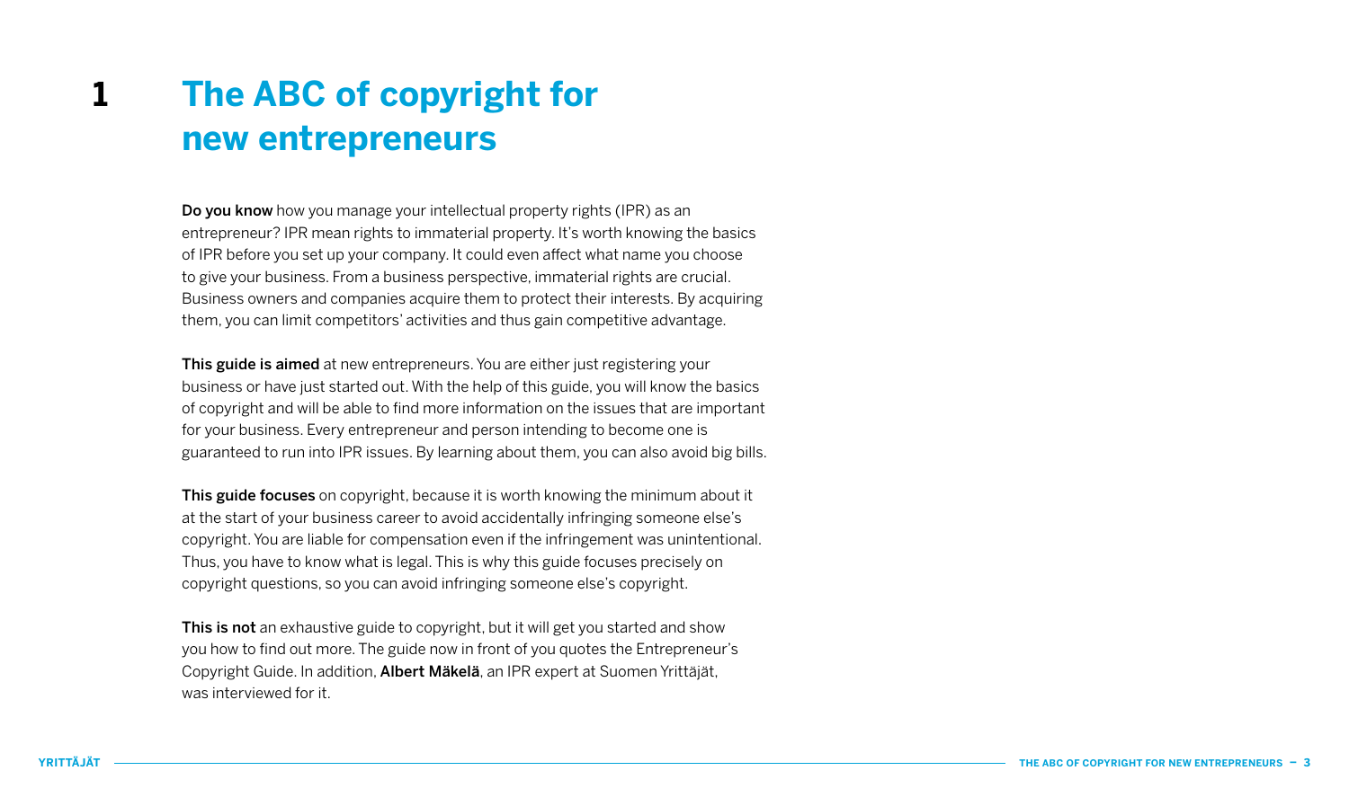# 1 The ABC of copyright for new entrepreneurs

**Do you know** how you manage your intellectual property rights (IPR) as an entrepreneur? IPR mean rights to immaterial property. It's worth knowing the basics of IPR before you set up your company. It could even affect what name you choose to give your business. From a business perspective, immaterial rights are crucial. Business owners and companies acquire them to protect their interests. By acquiring them, you can limit competitors' activities and thus gain competitive advantage.

**This guide is aimed** at new entrepreneurs. You are either just registering your business or have just started out. With the help of this guide, you will know the basics of copyright and will be able to find more information on the issues that are important for your business. Every entrepreneur and person intending to become one is guaranteed to run into IPR issues. By learning about them, you can also avoid big bills.

**This guide focuses** on copyright, because it is worth knowing the minimum about it at the start of your business career to avoid accidentally infringing someone else's copyright. You are liable for compensation even if the infringement was unintentional. Thus, you have to know what is legal. This is why this guide focuses precisely on copyright questions, so you can avoid infringing someone else's copyright.

**This is not** an exhaustive guide to copyright, but it will get you started and show you how to find out more. The guide now in front of you quotes the Entrepreneur's Copyright Guide. In addition, **Albert Mäkelä**, an IPR expert at Suomen Yrittäjät, was interviewed for it.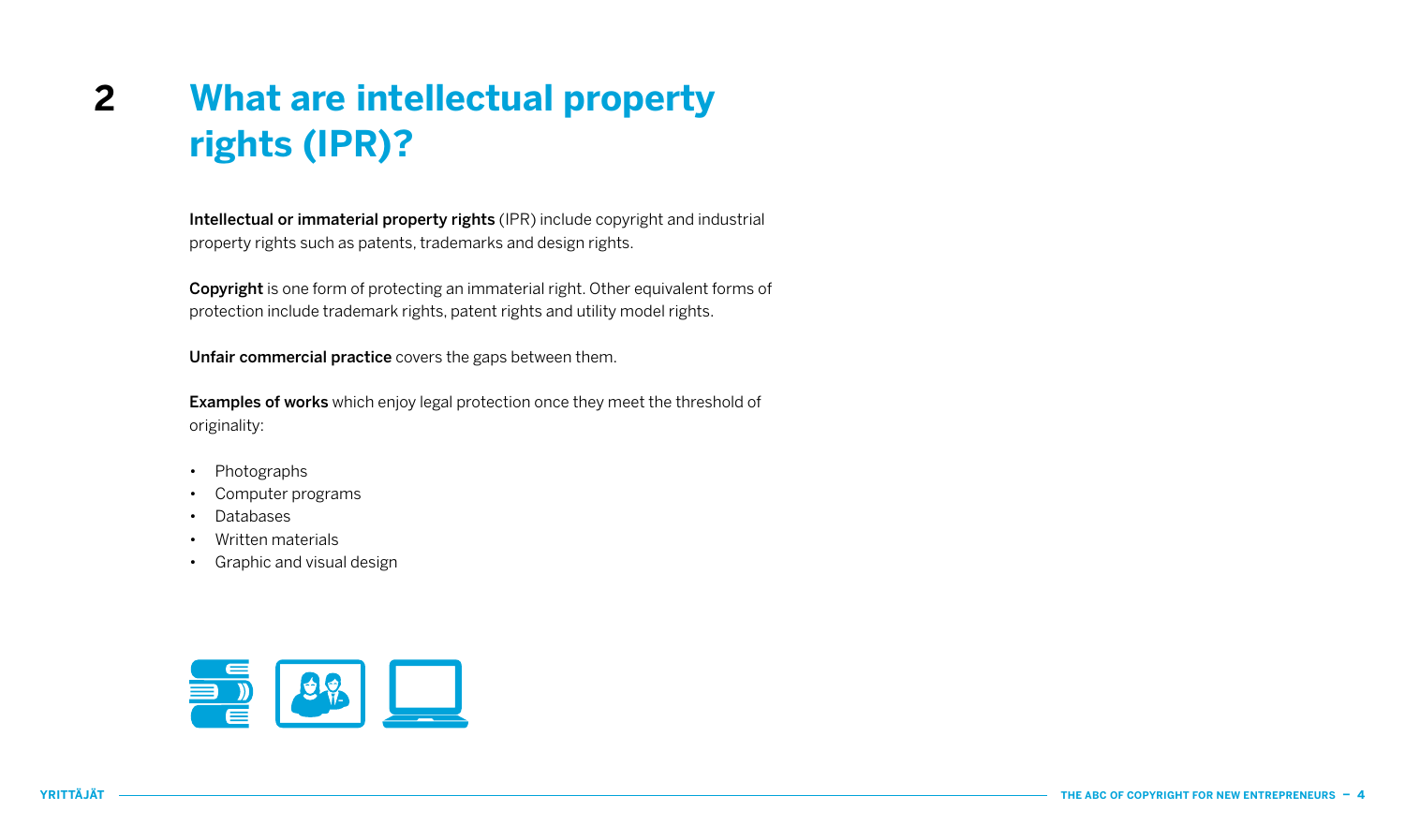# 2 What are intellectual property rights (IPR)?

**Intellectual or immaterial property rights** (IPR) include copyright and industrial property rights such as patents, trademarks and design rights.

**Copyright** is one form of protecting an immaterial right. Other equivalent forms of protection include trademark rights, patent rights and utility model rights.

**Unfair commercial practice** covers the gaps between them.

**Examples of works** which enjoy legal protection once they meet the threshold of originality:

- Photographs
- Computer programs
- Databases
- Written materials
- Graphic and visual design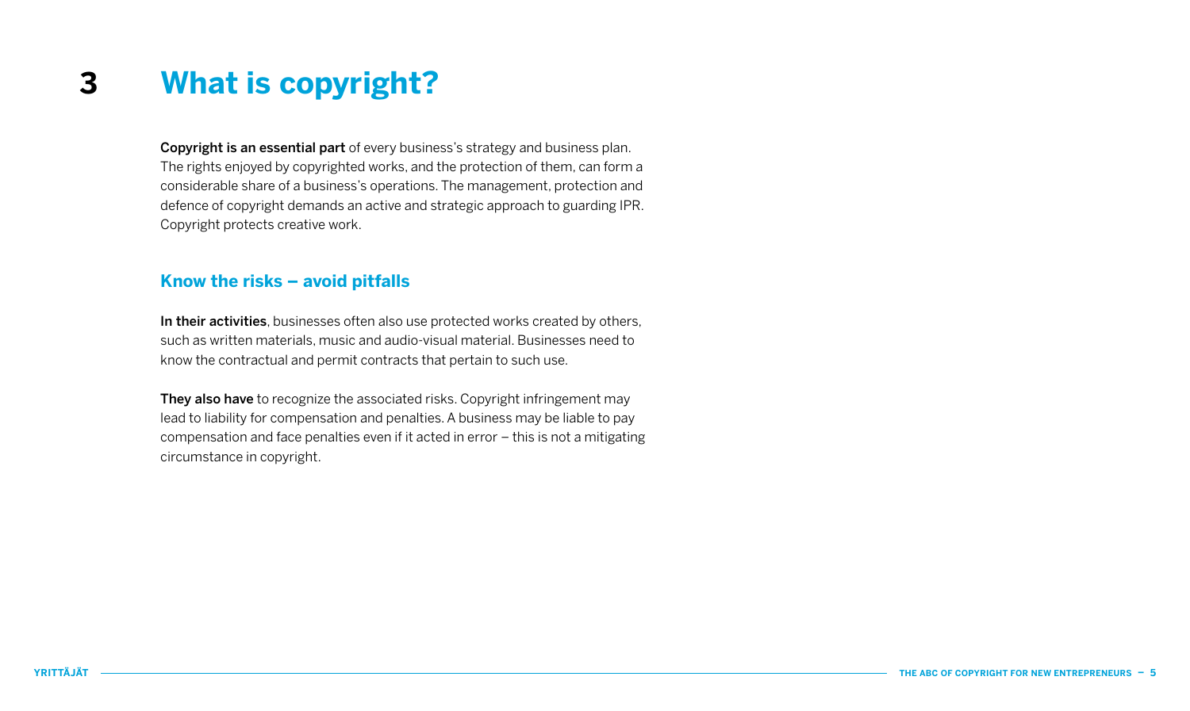# 3 What is copyright?

**Copyright is an essential part** of every business's strategy and business plan. The rights enjoyed by copyrighted works, and the protection of them, can form a considerable share of a business's operations. The management, protection and defence of copyright demands an active and strategic approach to guarding IPR. Copyright protects creative work.

## Know the risks – avoid pitfalls

**In their activities**, businesses often also use protected works created by others, such as written materials, music and audio-visual material. Businesses need to know the contractual and permit contracts that pertain to such use.

**They also have** to recognize the associated risks. Copyright infringement may lead to liability for compensation and penalties. A business may be liable to pay compensation and face penalties even if it acted in error – this is not a mitigating circumstance in copyright.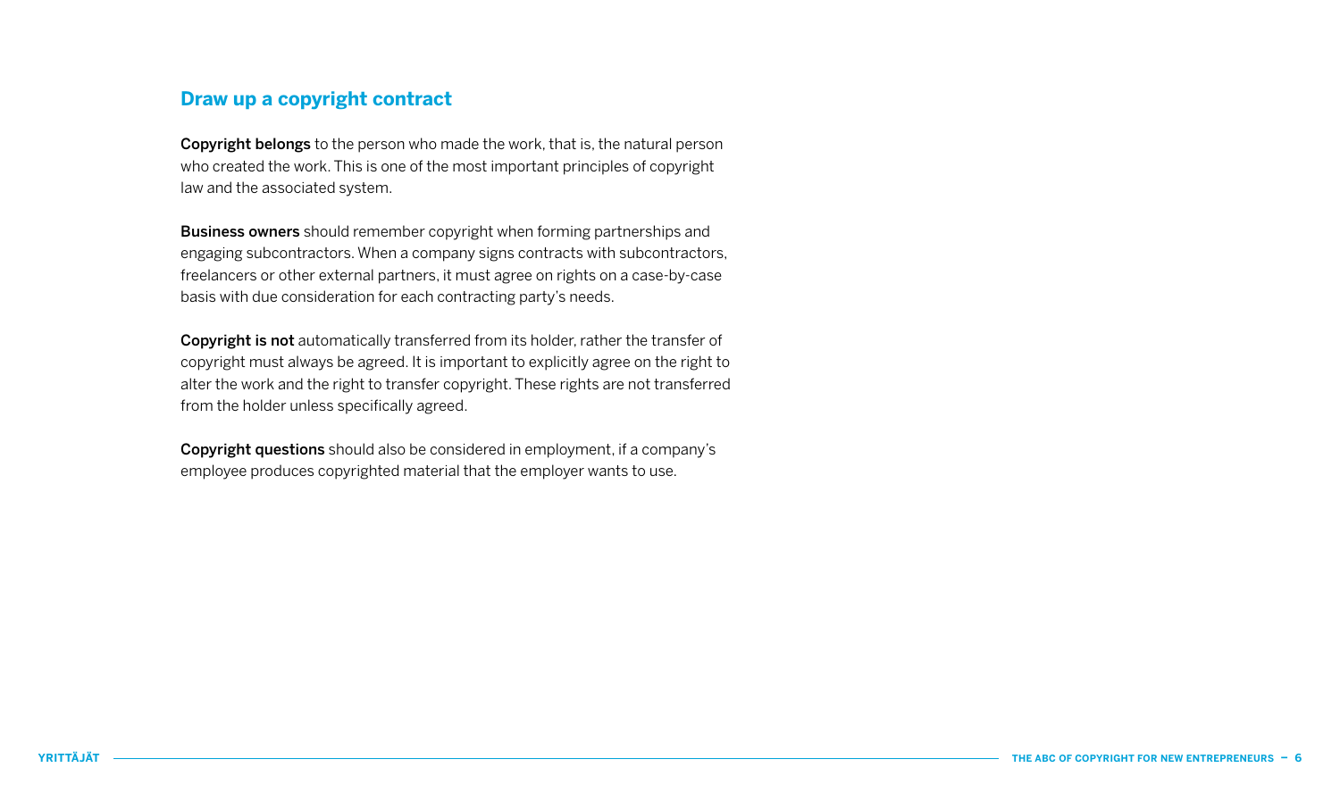## Draw up a copyright contract

**Copyright belongs** to the person who made the work, that is, the natural person who created the work. This is one of the most important principles of copyright law and the associated system.

**Business owners** should remember copyright when forming partnerships and engaging subcontractors. When a company signs contracts with subcontractors, freelancers or other external partners, it must agree on rights on a case-by-case basis with due consideration for each contracting party's needs.

**Copyright is not** automatically transferred from its holder, rather the transfer of copyright must always be agreed. It is important to explicitly agree on the right to alter the work and the right to transfer copyright. These rights are not transferred from the holder unless specifically agreed.

**Copyright questions** should also be considered in employment, if a company's employee produces copyrighted material that the employer wants to use.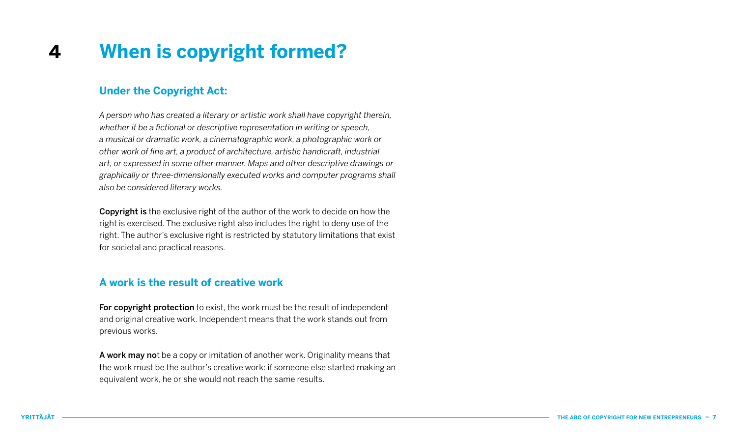# 4 When is copyright formed?

## Under the Copyright Act:

*A person who has created a literary or artistic work shall have copyright therein, whether it be a fictional or descriptive representation in writing or speech, a musical or dramatic work, a cinematographic work, a photographic work or other work of fine art, a product of architecture, artistic handicraft, industrial art, or expressed in some other manner. Maps and other descriptive drawings or graphically or three-dimensionally executed works and computer programs shall also be considered literary works.*

**Copyright is** the exclusive right of the author of the work to decide on how the right is exercised. The exclusive right also includes the right to deny use of the right. The author's exclusive right is restricted by statutory limitations that exist for societal and practical reasons.

## A work is the result of creative work

**For copyright protection** to exist, the work must be the result of independent and original creative work. Independent means that the work stands out from previous works.

**A work may no**t be a copy or imitation of another work. Originality means that the work must be the author's creative work: if someone else started making an equivalent work, he or she would not reach the same results.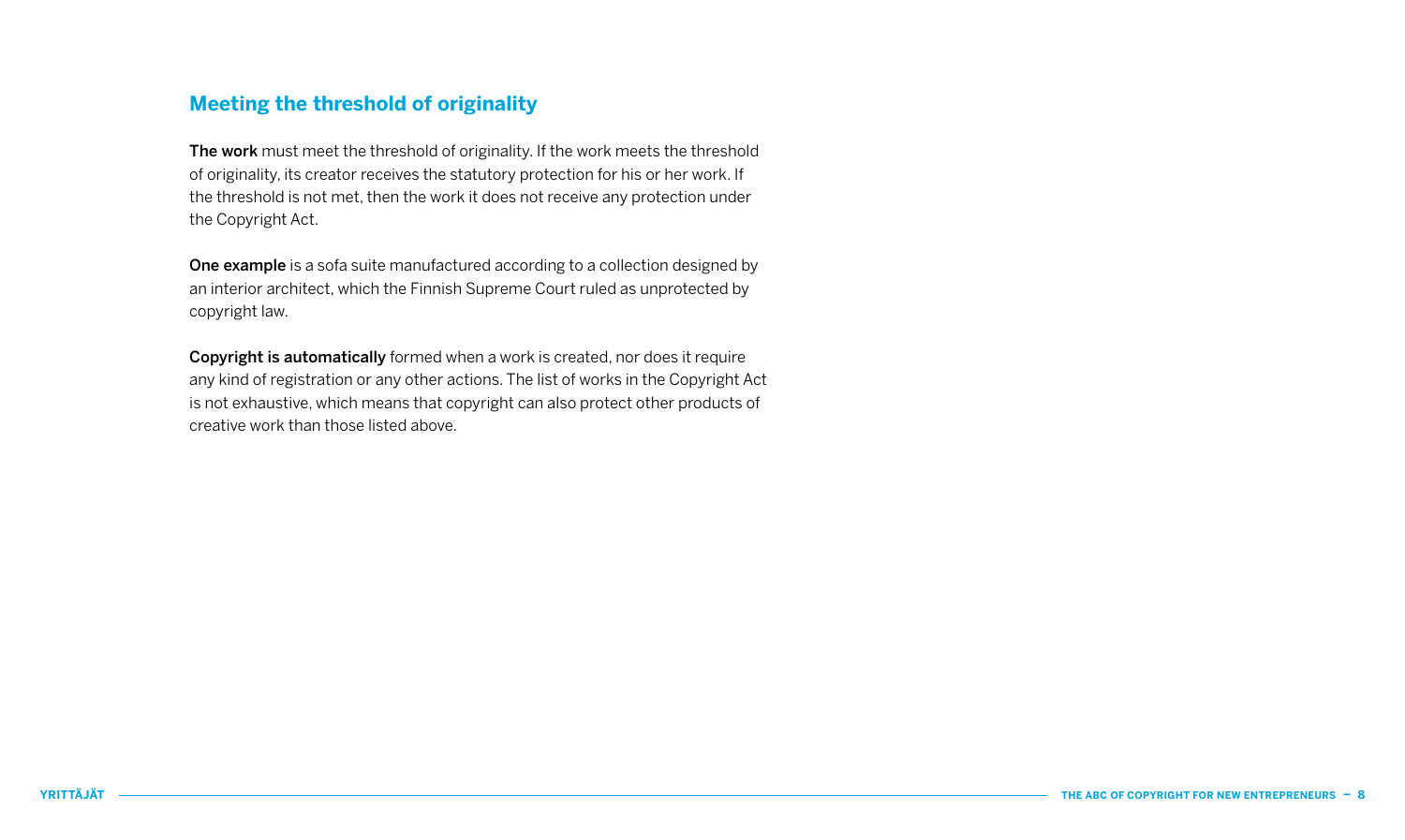## Meeting the threshold of originality

**The work** must meet the threshold of originality. If the work meets the threshold of originality, its creator receives the statutory protection for his or her work. If the threshold is not met, then the work it does not receive any protection under the Copyright Act.

**One example** is a sofa suite manufactured according to a collection designed by an interior architect, which the Finnish Supreme Court ruled as unprotected by copyright law.

**Copyright is automatically** formed when a work is created, nor does it require any kind of registration or any other actions. The list of works in the Copyright Act is not exhaustive, which means that copyright can also protect other products of creative work than those listed above.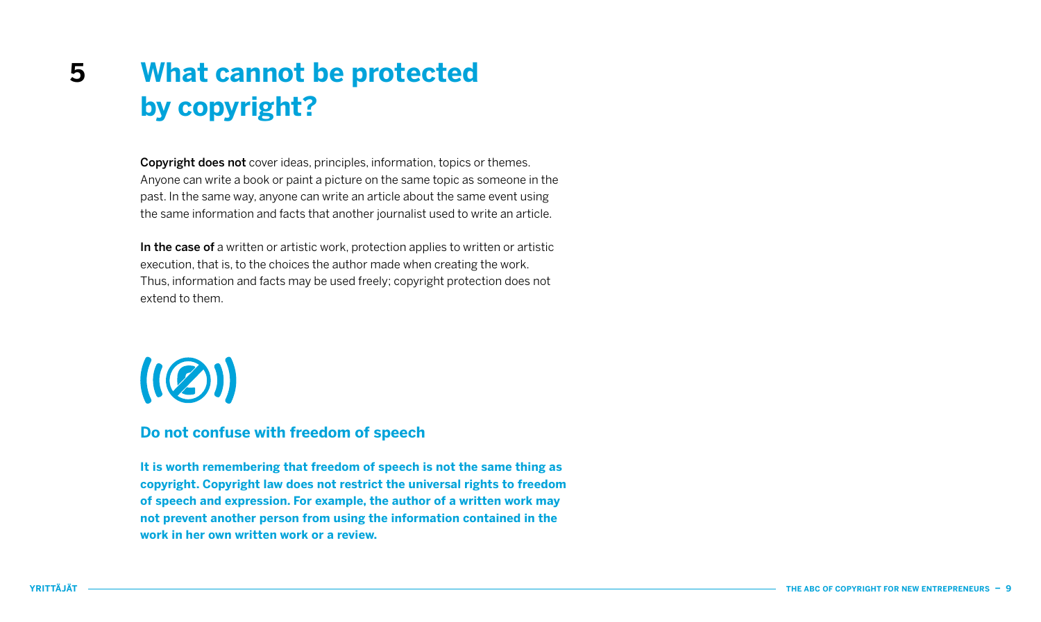# 5 What cannot be protected by copyright?

**Copyright does not** cover ideas, principles, information, topics or themes. Anyone can write a book or paint a picture on the same topic as someone in the past. In the same way, anyone can write an article about the same event using the same information and facts that another journalist used to write an article.

**In the case of** a written or artistic work, protection applies to written or artistic execution, that is, to the choices the author made when creating the work. Thus, information and facts may be used freely; copyright protection does not extend to them.

## Do not confuse with freedom of speech

**It is worth remembering that freedom of speech is not the same thing as copyright. Copyright law does not restrict the universal rights to freedom of speech and expression. For example, the author of a written work may not prevent another person from using the information contained in the work in her own written work or a review.**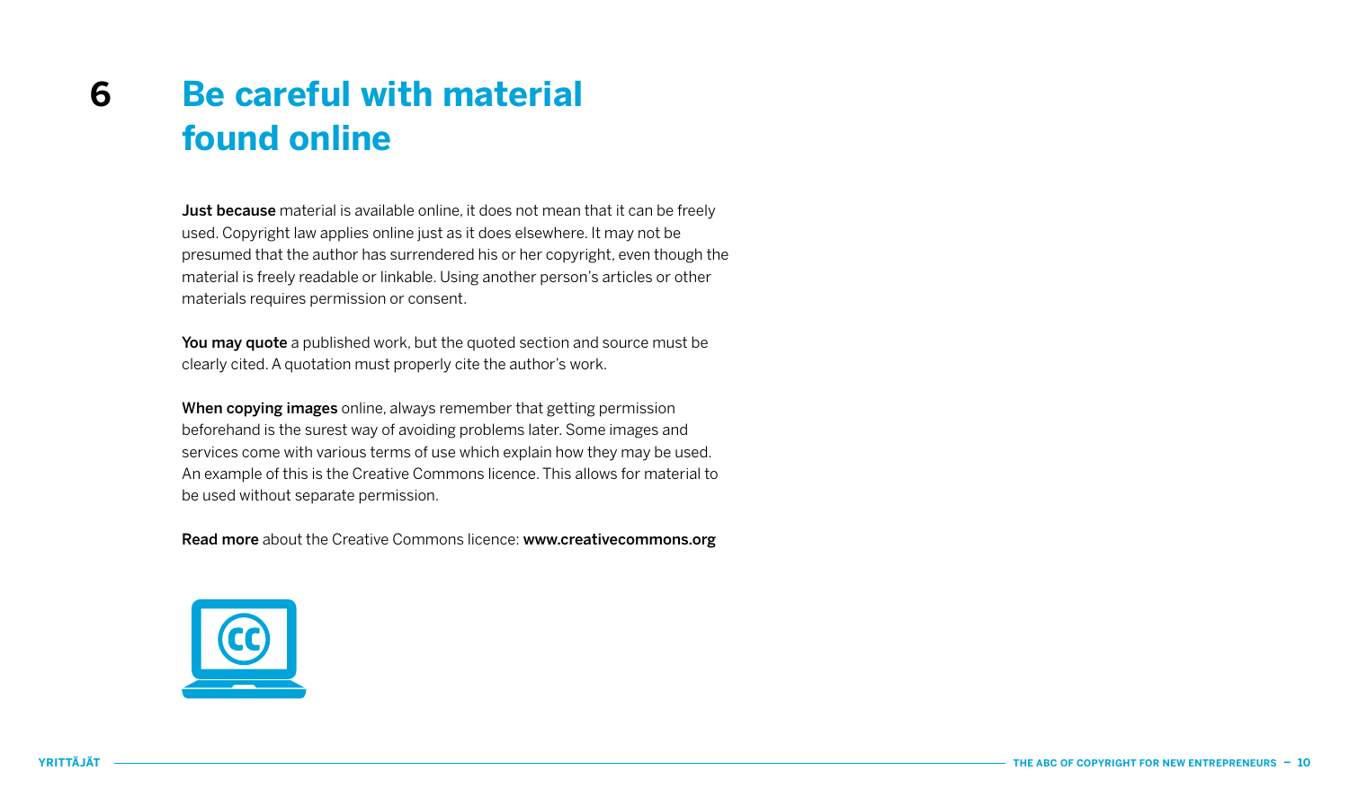# 6 Be careful with material found online

**Just because** material is available online, it does not mean that it can be freely used. Copyright law applies online just as it does elsewhere. It may not be presumed that the author has surrendered his or her copyright, even though the material is freely readable or linkable. Using another person's articles or other materials requires permission or consent.

**You may quote** a published work, but the quoted section and source must be clearly cited. A quotation must properly cite the author's work.

**When copying images** online, always remember that getting permission beforehand is the surest way of avoiding problems later. Some images and services come with various terms of use which explain how they may be used. An example of this is the Creative Commons licence. This allows for material to be used without separate permission.

**Read more** about the Creative Commons licence: **www.creativecommons.org**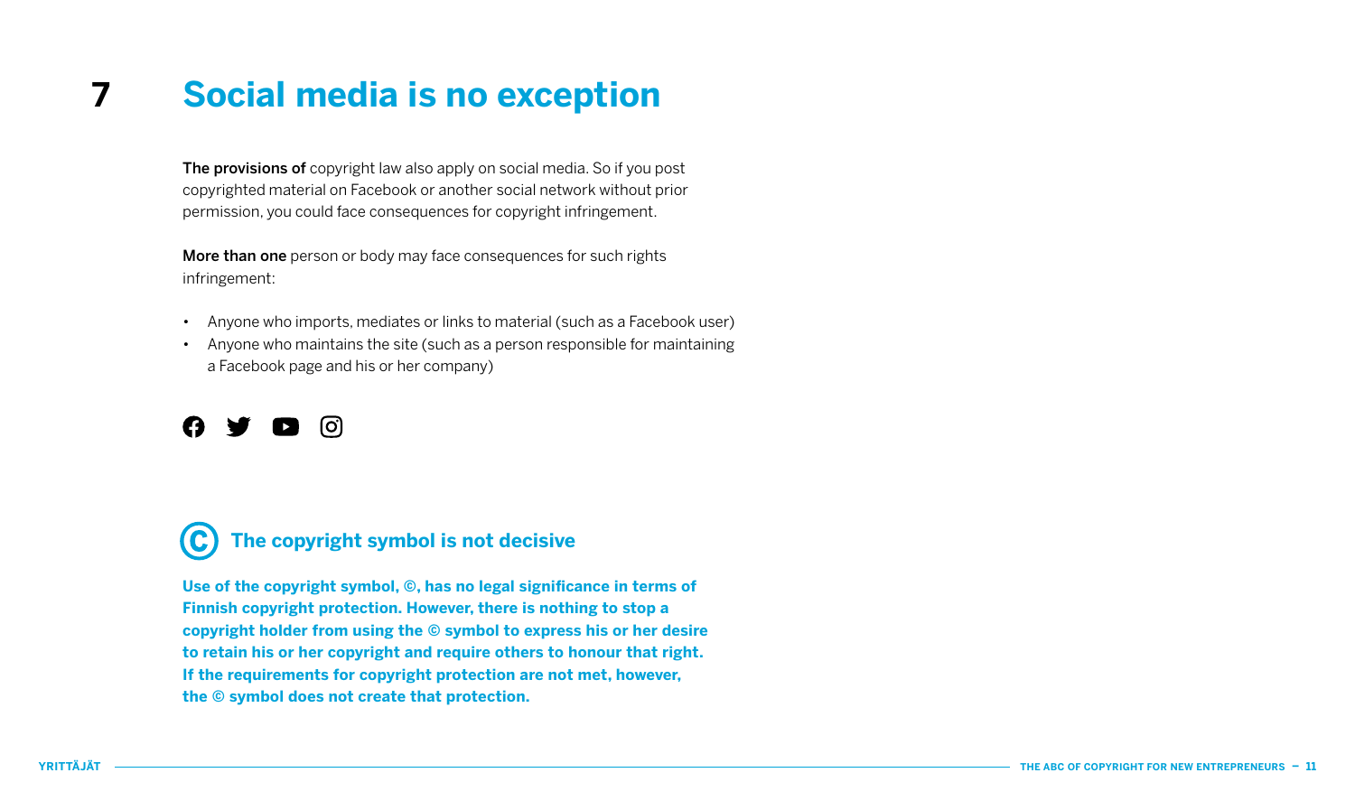# 7 Social media is no exception

**The provisions of** copyright law also apply on social media. So if you post copyrighted material on Facebook or another social network without prior permission, you could face consequences for copyright infringement.

**More than one** person or body may face consequences for such rights infringement:

- Anyone who imports, mediates or links to material (such as a Facebook user)
- Anyone who maintains the site (such as a person responsible for maintaining a Facebook page and his or her company)

## © The copyright symbol is not decisive

**Use of the copyright symbol, ©, has no legal significance in terms of Finnish copyright protection. However, there is nothing to stop a copyright holder from using the © symbol to express his or her desire to retain his or her copyright and require others to honour that right. If the requirements for copyright protection are not met, however, the © symbol does not create that protection.**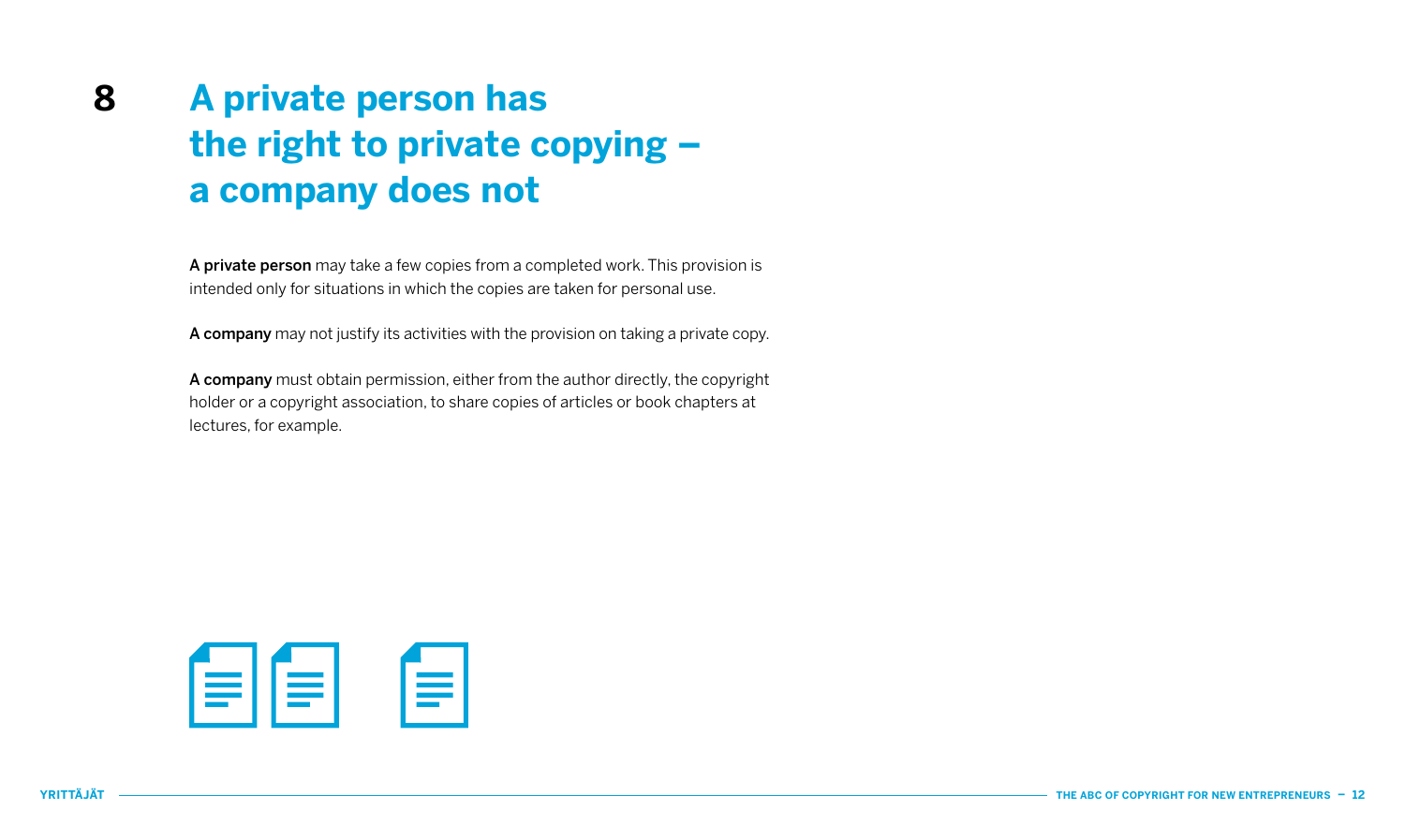# 8 A private person has the right to private copying – a company does not

**A private person** may take a few copies from a completed work. This provision is intended only for situations in which the copies are taken for personal use.

**A company** may not justify its activities with the provision on taking a private copy.

**A company** must obtain permission, either from the author directly, the copyright holder or a copyright association, to share copies of articles or book chapters at lectures, for example.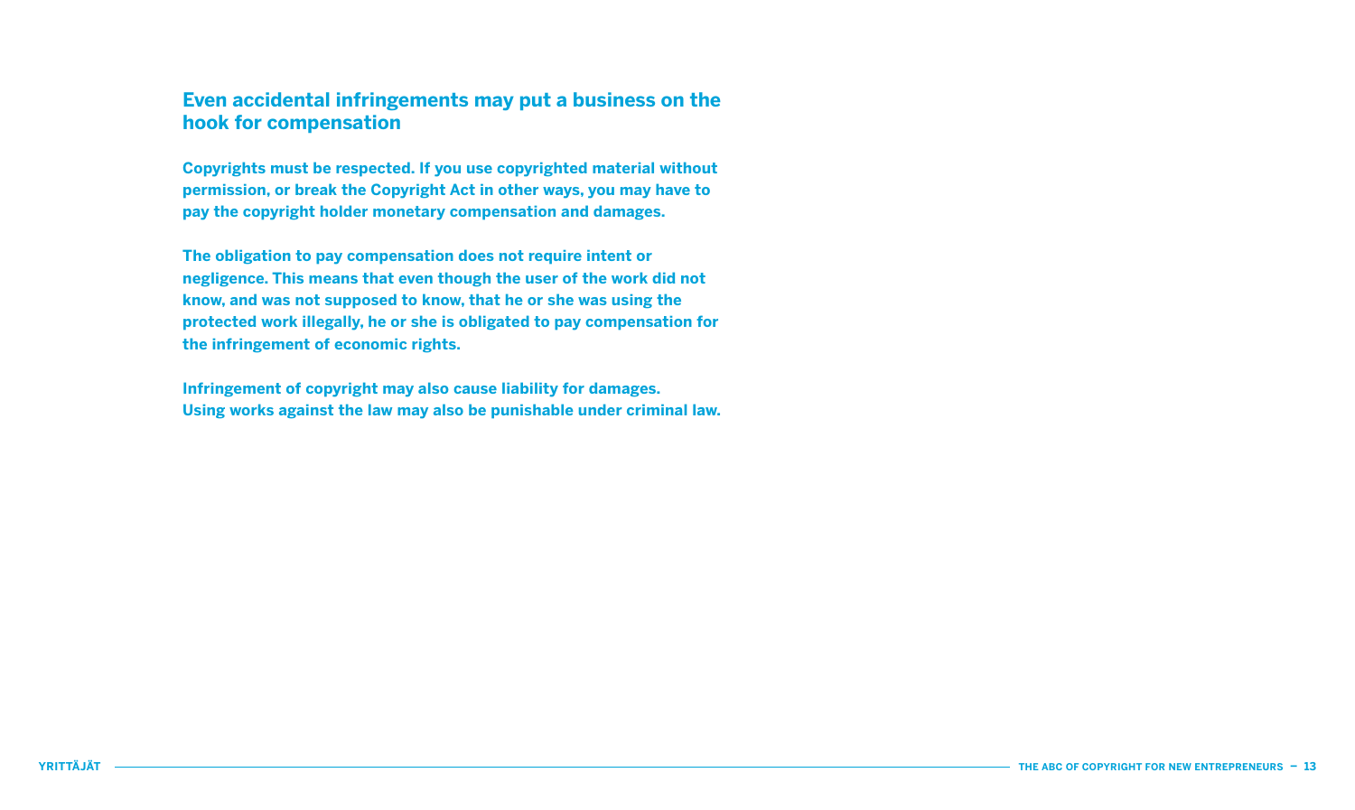## Even accidental infringements may put a business on the hook for compensation

**Copyrights must be respected. If you use copyrighted material without permission, or break the Copyright Act in other ways, you may have to pay the copyright holder monetary compensation and damages.**

**The obligation to pay compensation does not require intent or negligence. This means that even though the user of the work did not know, and was not supposed to know, that he or she was using the protected work illegally, he or she is obligated to pay compensation for the infringement of economic rights.**

**Infringement of copyright may also cause liability for damages. Using works against the law may also be punishable under criminal law.**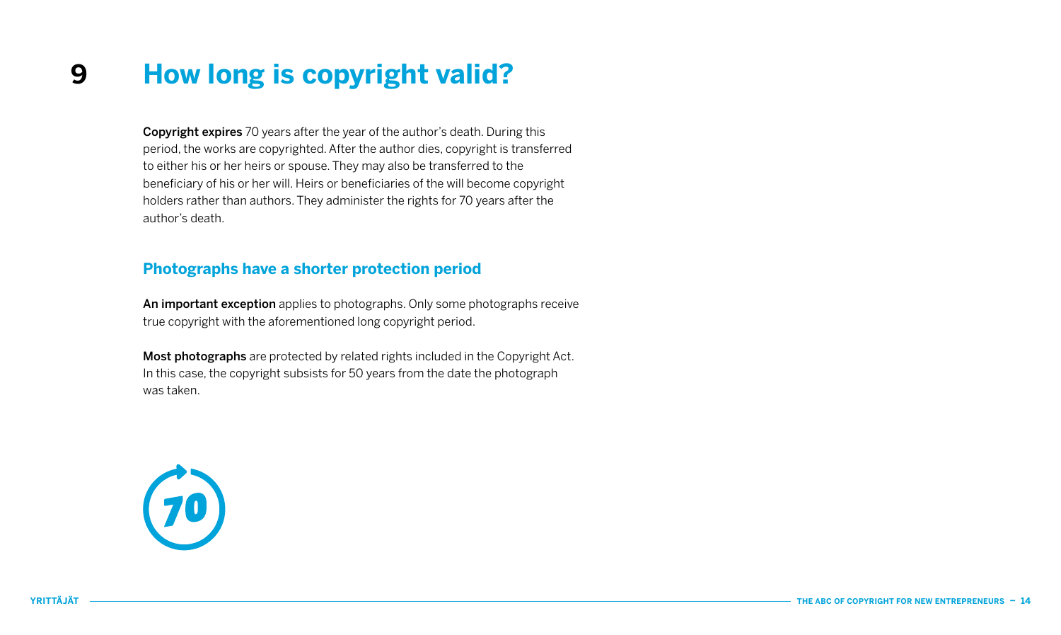# 9 How long is copyright valid?

**Copyright expires** 70 years after the year of the author's death. During this period, the works are copyrighted. After the author dies, copyright is transferred to either his or her heirs or spouse. They may also be transferred to the beneficiary of his or her will. Heirs or beneficiaries of the will become copyright holders rather than authors. They administer the rights for 70 years after the author's death.

## Photographs have a shorter protection period

**An important exception** applies to photographs. Only some photographs receive true copyright with the aforementioned long copyright period.

**Most photographs** are protected by related rights included in the Copyright Act. In this case, the copyright subsists for 50 years from the date the photograph was taken.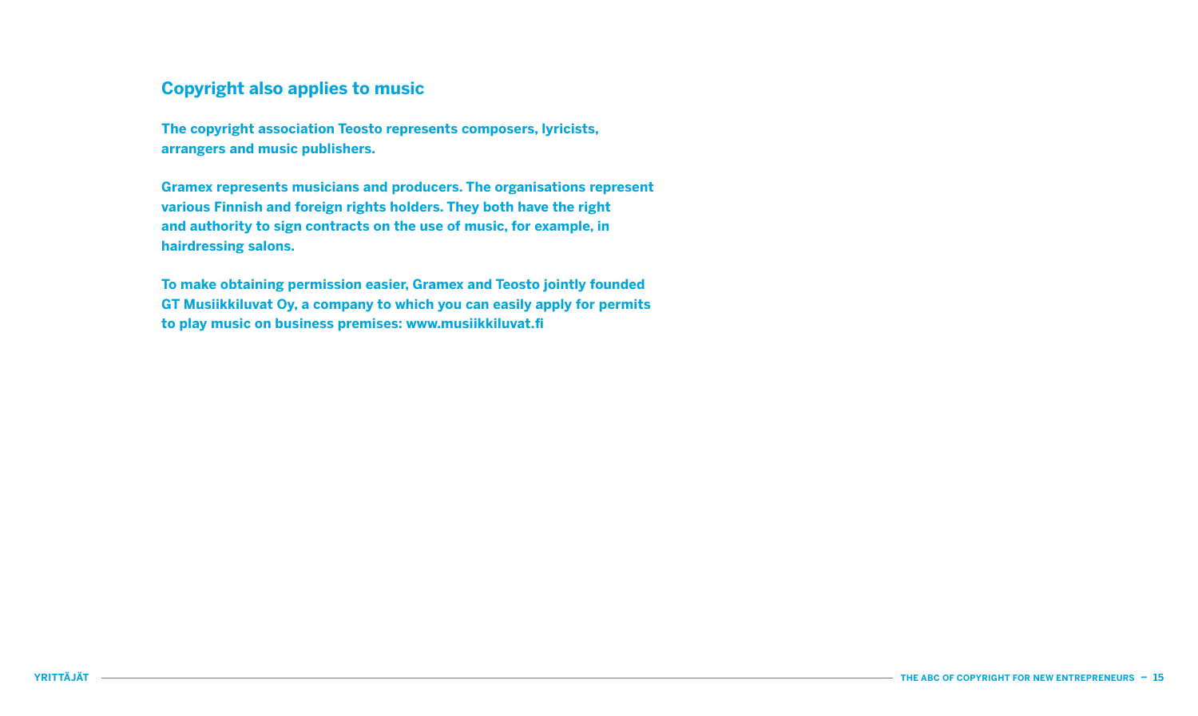## Copyright also applies to music

**The copyright association Teosto represents composers, lyricists, arrangers and music publishers.**

**Gramex represents musicians and producers. The organisations represent various Finnish and foreign rights holders. They both have the right and authority to sign contracts on the use of music, for example, in hairdressing salons.**

**To make obtaining permission easier, Gramex and Teosto jointly founded GT Musiikkiluvat Oy, a company to which you can easily apply for permits to play music on business premises: www.musiikkiluvat.fi**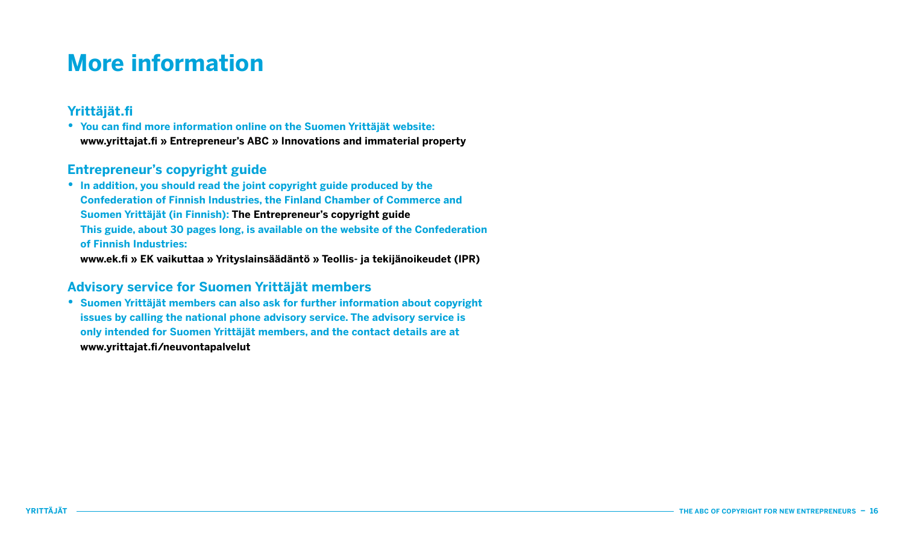# More information

## Yrittäjät.fi

- You can find more information online on the Suomen Yrittäjät website: **www.yrittajat.fi » Entrepreneur's ABC » Innovations and immaterial property**

## Entrepreneur's copyright guide

- In addition, you should read the joint copyright guide produced by the Confederation of Finnish Industries, the Finland Chamber of Commerce and Suomen Yrittäjät (in Finnish): **The Entrepreneur's copyright guide**
  This guide, about 30 pages long, is available on the website of the Confederation of Finnish Industries:
  **www.ek.fi » EK vaikuttaa » Yrityslainsäädäntö » Teollis- ja tekijänoikeudet (IPR)**

## Advisory service for Suomen Yrittäjät members

- Suomen Yrittäjät members can also ask for further information about copyright issues by calling the national phone advisory service. The advisory service is only intended for Suomen Yrittäjät members, and the contact details are at **www.yrittajat.fi/neuvontapalvelut**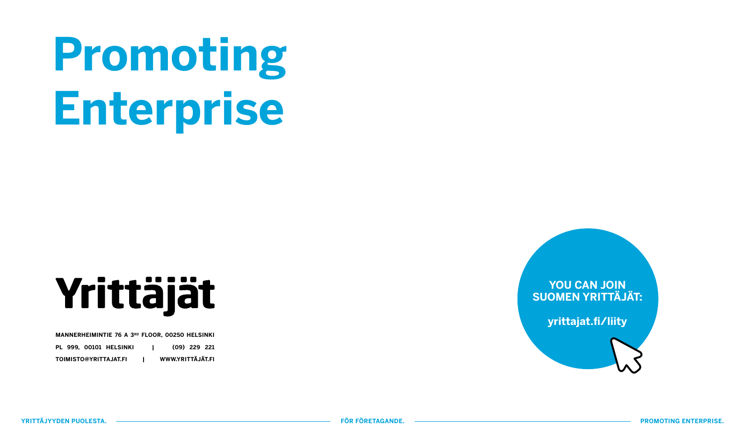# Promoting Enterprise

Yrittäjät

MANNERHEIMINTIE 76 A 3RD FLOOR, 00250 HELSINKI

PL 999, 00101 HELSINKI | (09) 229 221

TOIMISTO@YRITTAJAT.FI | WWW.YRITTÄJÄT.FI

**YOU CAN JOIN SUOMEN YRITTÄJÄT:**

**yrittajat.fi/liity**

YRITTÄJYYDEN PUOLESTA. FÖR FÖRETAGANDE. PROMOTING ENTERPRISE.